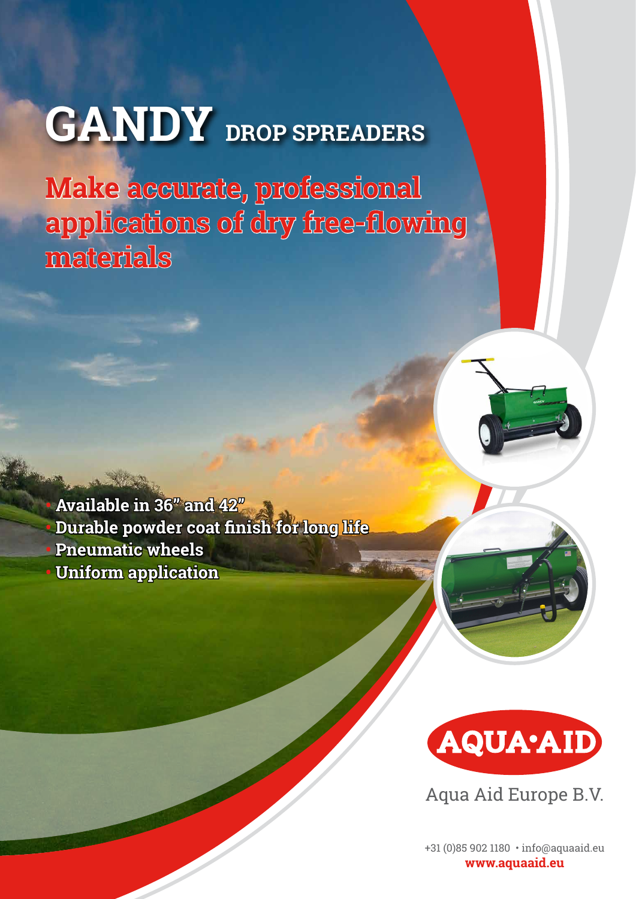# GANDY DROP SPREADERS

## Make accurate, professional applications of dry free-flowing materials

- Available in 36" and 42"
- Durable powder coat finish for long life
- Pneumatic wheels
- Uniform application

AQUA·AID

Aqua Aid Europe B.V.

+31 (0)85 902 1180 • info@aquaaid.eu

**www.aquaaid.eu**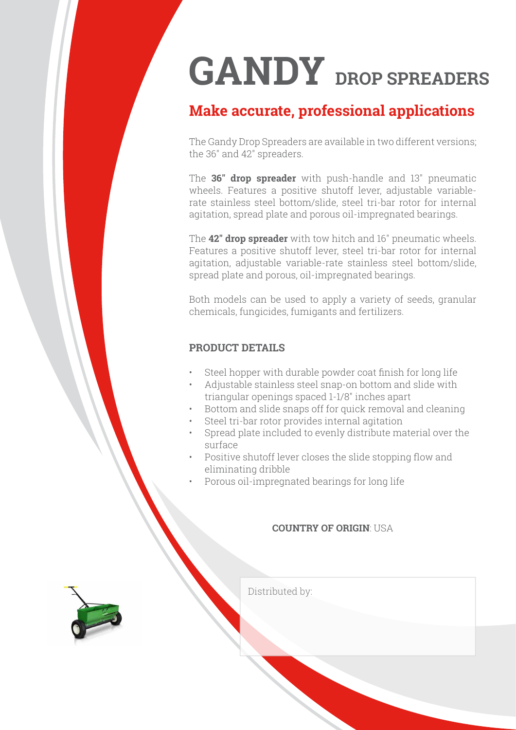# GANDY DROP SPREADERS

## Make accurate, professional applications

The Gandy Drop Spreaders are available in two different versions; the 36" and 42" spreaders.

The **36" drop spreader** with push-handle and 13" pneumatic wheels. Features a positive shutoff lever, adjustable variable-rate stainless steel bottom/slide, steel tri-bar rotor for internal agitation, spread plate and porous oil-impregnated bearings.

The **42" drop spreader** with tow hitch and 16" pneumatic wheels. Features a positive shutoff lever, steel tri-bar rotor for internal agitation, adjustable variable-rate stainless steel bottom/slide, spread plate and porous, oil-impregnated bearings.

Both models can be used to apply a variety of seeds, granular chemicals, fungicides, fumigants and fertilizers.

### PRODUCT DETAILS

- Steel hopper with durable powder coat finish for long life
- Adjustable stainless steel snap-on bottom and slide with triangular openings spaced 1-1/8" inches apart
- Bottom and slide snaps off for quick removal and cleaning
- Steel tri-bar rotor provides internal agitation
- Spread plate included to evenly distribute material over the surface
- Positive shutoff lever closes the slide stopping flow and eliminating dribble
- Porous oil-impregnated bearings for long life

**COUNTRY OF ORIGIN**: USA

Distributed by: